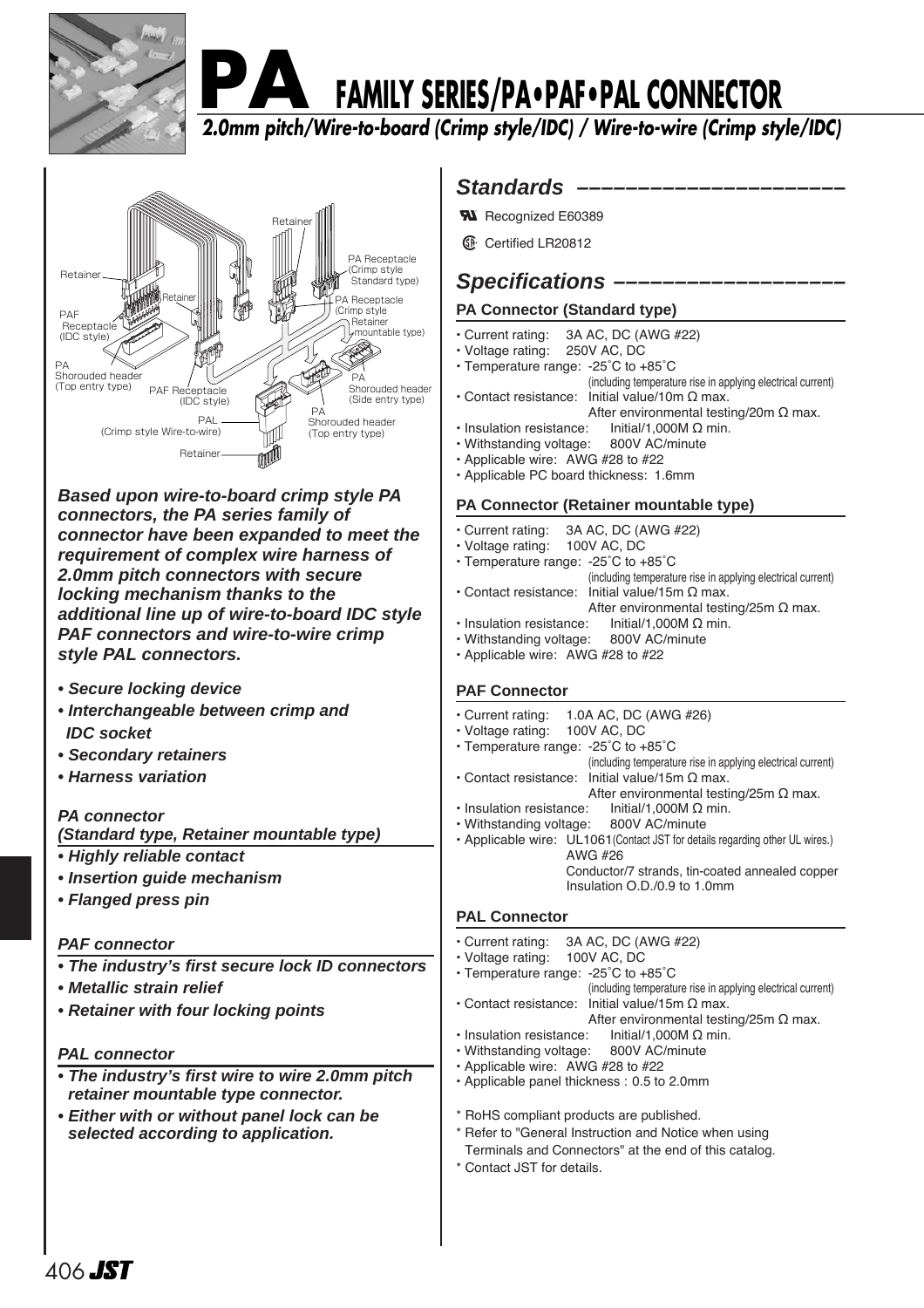# PA FAMILY SERIES/PA•PAF•PAL CONNECTOR

## *2.0mm pitch/Wire-to-board (Crimp style/IDC) / Wire-to-wire (Crimp style/IDC)*

Retainer

Retainer

Retainer

PA Receptacle (Crimp style Standard type)

PA Receptacle (Crimp style Retainer mountable type)

PAF Receptacle (IDC style)

PA Shorouded header (Top entry type)

PAF Receptacle (IDC style)

PA Shorouded header (Side entry type)

PA Shorouded header (Top entry type)

PAL (Crimp style Wire-to-wire)

Retainer

***Based upon wire-to-board crimp style PA connectors, the PA series family of connector have been expanded to meet the requirement of complex wire harness of 2.0mm pitch connectors with secure locking mechanism thanks to the additional line up of IDC style PAF connectors and wire-to-wire crimp style PAL connectors.***

- ***Secure locking device***
- ***Interchangeable between crimp and IDC socket***
- ***Secondary retainers***
- ***Harness variation***

***PA connector (Standard type, Retainer mountable type)***

- ***Highly reliable contact***
- ***Insertion guide mechanism***
- ***Flanged press pin***

***PAF connector***

- ***The industry's first secure lock ID connectors***
- ***Metallic strain relief***
- ***Retainer with four locking points***

***PAL connector***

- ***The industry's first wire to wire 2.0mm pitch retainer mountable type connector.***
- ***Either with or without panel lock can be selected according to application.***

## *Standards*

Recognized E60389

Certified LR20812

## *Specifications*

### PA Connector (Standard type)

- Current rating: 3A AC, DC (AWG #22)
- Voltage rating: 250V AC, DC
- Temperature range: -25˚C to +85˚C (including temperature rise in applying electrical current)
- Contact resistance: Initial value/10m Ω max. After environmental testing/20m Ω max.
- Insulation resistance: Initial/1,000M Ω min.
- Withstanding voltage: 800V AC/minute
- Applicable wire: AWG #28 to #22
- Applicable PC board thickness: 1.6mm

### PA Connector (Retainer mountable type)

- Current rating: 3A AC, DC (AWG #22)
- Voltage rating: 100V AC, DC
- Temperature range: -25˚C to +85˚C (including temperature rise in applying electrical current)
- Contact resistance: Initial value/15m Ω max. After environmental testing/25m Ω max.
- Insulation resistance: Initial/1,000M Ω min.
- Withstanding voltage: 800V AC/minute
- Applicable wire: AWG #28 to #22

### PAF Connector

- Current rating: 1.0A AC, DC (AWG #26)
- Voltage rating: 100V AC, DC
- Temperature range: -25˚C to +85˚C (including temperature rise in applying electrical current)
- Contact resistance: Initial value/15m Ω max. After environmental testing/25m Ω max.
- Insulation resistance: Initial/1,000M Ω min.
- Withstanding voltage: 800V AC/minute
- Applicable wire: UL1061(Contact JST for details regarding other UL wires.) AWG #26 Conductor/7 strands, tin-coated annealed copper Insulation O.D./0.9 to 1.0mm

### PAL Connector

- Current rating: 3A AC, DC (AWG #22)
- Voltage rating: 100V AC, DC
- Temperature range: -25˚C to +85˚C (including temperature rise in applying electrical current)
- Contact resistance: Initial value/15m Ω max. After environmental testing/25m Ω max.
- Insulation resistance: Initial/1,000M Ω min.
- Withstanding voltage: 800V AC/minute
- Applicable wire: AWG #28 to #22
- Applicable panel thickness : 0.5 to 2.0mm

\* RoHS compliant products are published.

\* Refer to "General Instruction and Notice when using Terminals and Connectors" at the end of this catalog.

\* Contact JST for details.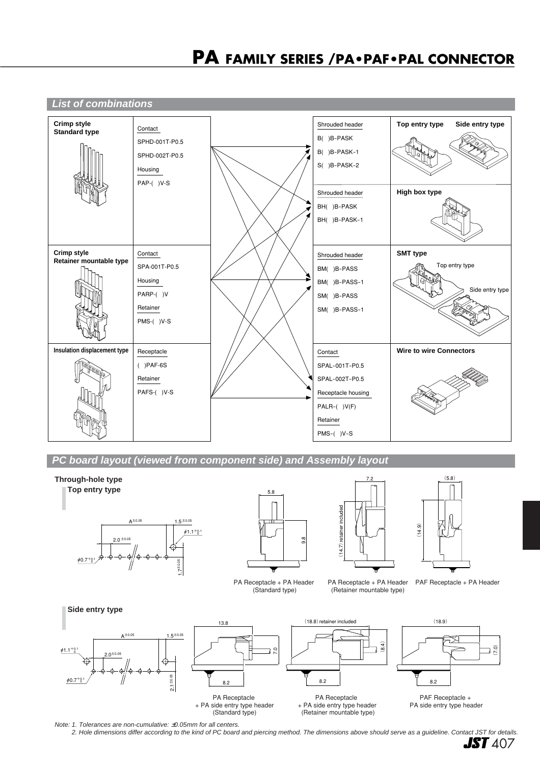# PA FAMILY SERIES /PA•PAF•PAL CONNECTOR

## List of combinations

| | Parts | | Mating parts | |
|---|---|---|---|---|
| **Crimp style Standard type** | Contact<br>SPHD-001T-P0.5<br>SPHD-002T-P0.5<br>Housing<br>PAP-( )V-S | | Shrouded header<br>B( )B-PASK<br>B( )B-PASK-1<br>S( )B-PASK-2 | **Top entry type** **Side entry type** |
| | | | Shrouded header<br>BH( )B-PASK<br>BH( )B-PASK-1 | **High box type** |
| **Crimp style Retainer mountable type** | Contact<br>SPA-001T-P0.5<br>Housing<br>PARP-( )V<br>Retainer<br>PMS-( )V-S | | Shrouded header<br>BM( )B-PASS<br>BM( )B-PASS-1<br>SM( )B-PASS<br>SM( )B-PASS-1 | **SMT type**<br>Top entry type<br>Side entry type |
| **Insulation displacement type** | Receptacle<br>( )PAF-6S<br>Retainer<br>PAFS-( )V-S | | Contact<br>SPAL-001T-P0.5<br>SPAL-002T-P0.5<br>Receptacle housing<br>PALR-( )V(F)<br>Retainer<br>PMS-( )V-S | **Wire to wire Connectors** |

## PC board layout (viewed from component side) and Assembly layout

### Through-hole type

#### Top entry type

A±0.05, 1.5±0.05, 2.0±0.05, φ1.1 +0.1/0, φ0.7 +0.1/0, 1.7±0.05

5.8, 9.8 — PA Receptacle + PA Header (Standard type)

7.2, (14.7) retainer included — PA Receptacle + PA Header (Retainer mountable type)

(5.8), (14.9) — PAF Receptacle + PA Header

#### Side entry type

A±0.05, 1.5±0.05, 2.0±0.05, φ1.1 +0.1/0, φ0.7 +0.1/0, 2.1±0.05

13.8, 7.0, 8.2 — PA Receptacle + PA side entry type header (Standard type)

(18.8) retainer included, (8.4), 8.2 — PA Receptacle + PA side entry type header (Retainer mountable type)

(18.9), (7.0), 8.2 — PAF Receptacle + PA side entry type header

*Note: 1. Tolerances are non-cumulative: ±0.05mm for all centers.*
*2. Hole dimensions differ according to the kind of PC board and piercing method. The dimensions above should serve as a guideline. Contact JST for details.*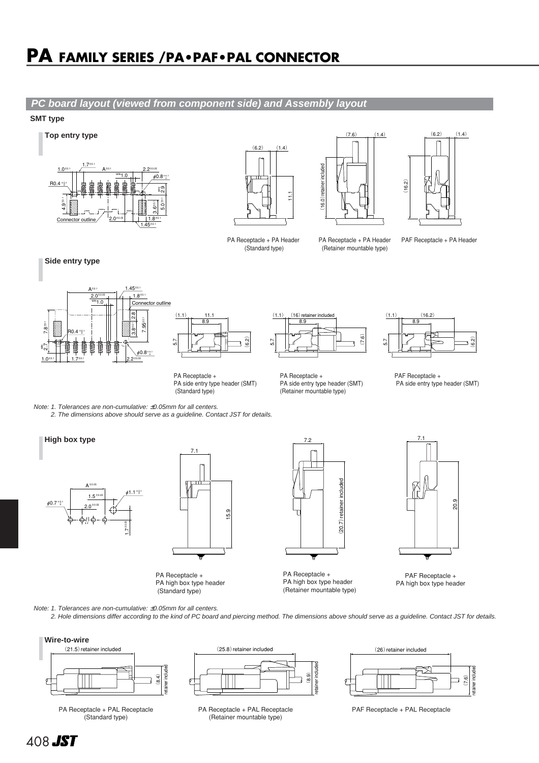# PA FAMILY SERIES /PA•PAF•PAL CONNECTOR

## PC board layout (viewed from component side) and Assembly layout

**SMT type**

### Top entry type

PA Receptacle + PA Header (Standard type)

PA Receptacle + PA Header (Retainer mountable type)

PAF Receptacle + PA Header

### Side entry type

PA Receptacle + PA side entry type header (SMT) (Standard type)

PA Receptacle + PA side entry type header (SMT) (Retainer mountable type)

PAF Receptacle + PA side entry type header (SMT)

*Note: 1. Tolerances are non-cumulative: ±0.05mm for all centers.*
*2. The dimensions above should serve as a guideline. Contact JST for details.*

### High box type

PA Receptacle + PA high box type header (Standard type)

PA Receptacle + PA high box type header (Retainer mountable type)

PAF Receptacle + PA high box type header

*Note: 1. Tolerances are non-cumulative: ±0.05mm for all centers.*
*2. Hole dimensions differ according to the kind of PC board and piercing method. The dimensions above should serve as a guideline. Contact JST for details.*

### Wire-to-wire

PA Receptacle + PAL Receptacle (Standard type)

PA Receptacle + PAL Receptacle (Retainer mountable type)

PAF Receptacle + PAL Receptacle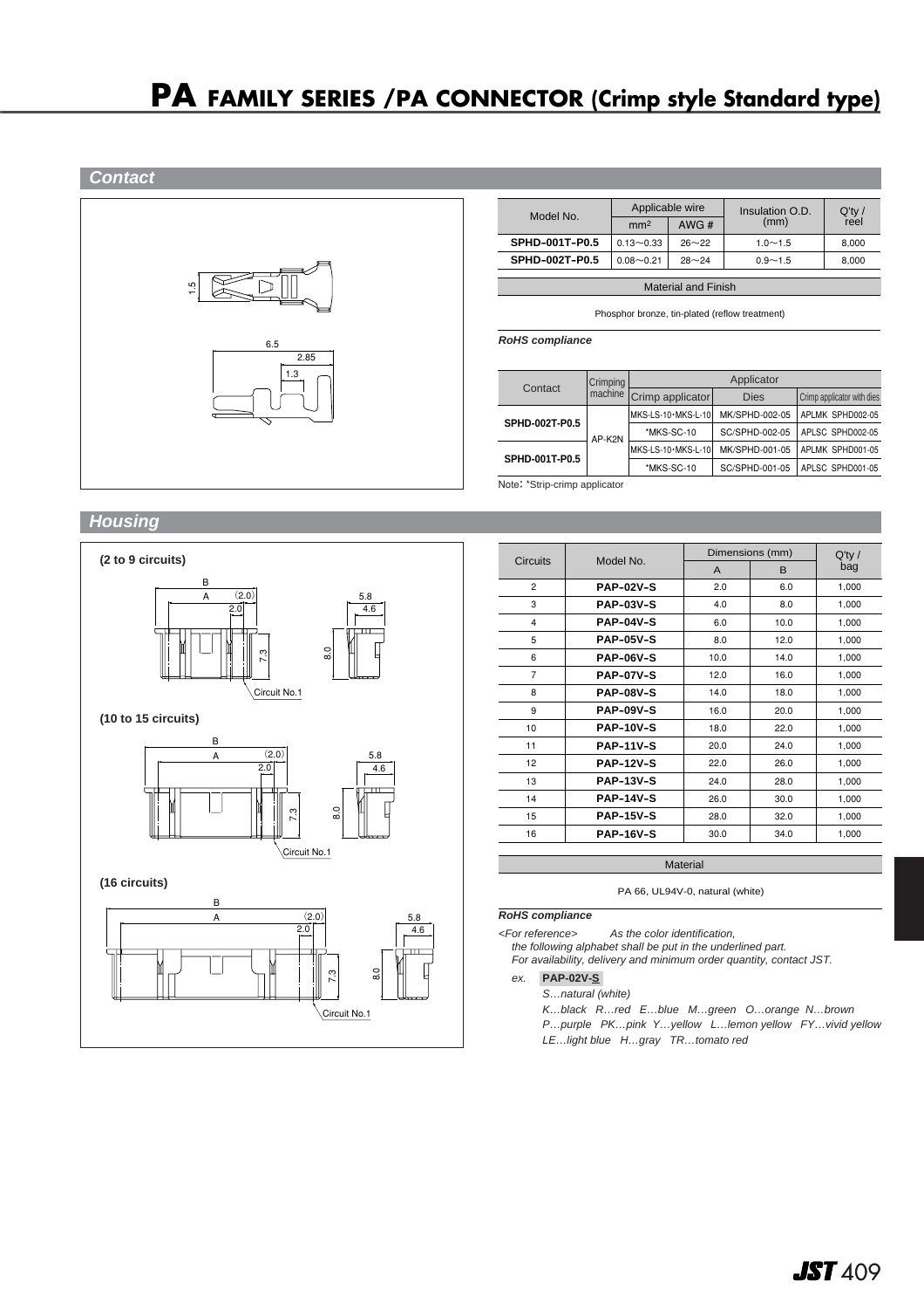# PA FAMILY SERIES /PA CONNECTOR (Crimp style Standard type)

## Contact

1.5

6.5

2.85

1.3

| Model No. | Applicable wire | | Insulation O.D. (mm) | Q'ty / reel |
|---|---|---|---|---|
| | mm² | AWG # | | |
| **SPHD-001T-P0.5** | 0.13～0.33 | 26～22 | 1.0～1.5 | 8,000 |
| **SPHD-002T-P0.5** | 0.08～0.21 | 28～24 | 0.9～1.5 | 8,000 |

| Material and Finish |
|---|
| Phosphor bronze, tin-plated (reflow treatment) |

***RoHS compliance***

| Contact | Crimping machine | Applicator | | |
|---|---|---|---|---|
| | | Crimp applicator | Dies | Crimp applicator with dies |
| **SPHD-002T-P0.5** | AP-K2N | MKS-LS-10･MKS-L-10 | MK/SPHD-002-05 | APLMK SPHD002-05 |
| | | *MKS-SC-10 | SC/SPHD-002-05 | APLSC SPHD002-05 |
| **SPHD-001T-P0.5** | | MKS-LS-10･MKS-L-10 | MK/SPHD-001-05 | APLMK SPHD001-05 |
| | | *MKS-SC-10 | SC/SPHD-001-05 | APLSC SPHD001-05 |

Note: *Strip-crimp applicator

## Housing

**(2 to 9 circuits)**

B, A, (2.0), 2.0, 7.3, Circuit No.1, 5.8, 4.6, 8.0

**(10 to 15 circuits)**

B, A, (2.0), 2.0, 7.3, Circuit No.1, 5.8, 4.6, 8.0

**(16 circuits)**

B, A, (2.0), 2.0, 7.3, Circuit No.1, 5.8, 4.6, 8.0

| Circuits | Model No. | Dimensions (mm) | | Q'ty / bag |
|---|---|---|---|---|
| | | A | B | |
| 2 | **PAP-02V-S** | 2.0 | 6.0 | 1,000 |
| 3 | **PAP-03V-S** | 4.0 | 8.0 | 1,000 |
| 4 | **PAP-04V-S** | 6.0 | 10.0 | 1,000 |
| 5 | **PAP-05V-S** | 8.0 | 12.0 | 1,000 |
| 6 | **PAP-06V-S** | 10.0 | 14.0 | 1,000 |
| 7 | **PAP-07V-S** | 12.0 | 16.0 | 1,000 |
| 8 | **PAP-08V-S** | 14.0 | 18.0 | 1,000 |
| 9 | **PAP-09V-S** | 16.0 | 20.0 | 1,000 |
| 10 | **PAP-10V-S** | 18.0 | 22.0 | 1,000 |
| 11 | **PAP-11V-S** | 20.0 | 24.0 | 1,000 |
| 12 | **PAP-12V-S** | 22.0 | 26.0 | 1,000 |
| 13 | **PAP-13V-S** | 24.0 | 28.0 | 1,000 |
| 14 | **PAP-14V-S** | 26.0 | 30.0 | 1,000 |
| 15 | **PAP-15V-S** | 28.0 | 32.0 | 1,000 |
| 16 | **PAP-16V-S** | 30.0 | 34.0 | 1,000 |

| Material |
|---|
| PA 66, UL94V-0, natural (white) |

***RoHS compliance***

*<For reference> As the color identification, the following alphabet shall be put in the underlined part. For availability, delivery and minimum order quantity, contact JST.*

*ex.* **PAP-02V-S**

*S…natural (white)*

*K…black R…red E…blue M…green O…orange N…brown*

*P…purple PK…pink Y…yellow L…lemon yellow FY…vivid yellow*

*LE…light blue H…gray TR…tomato red*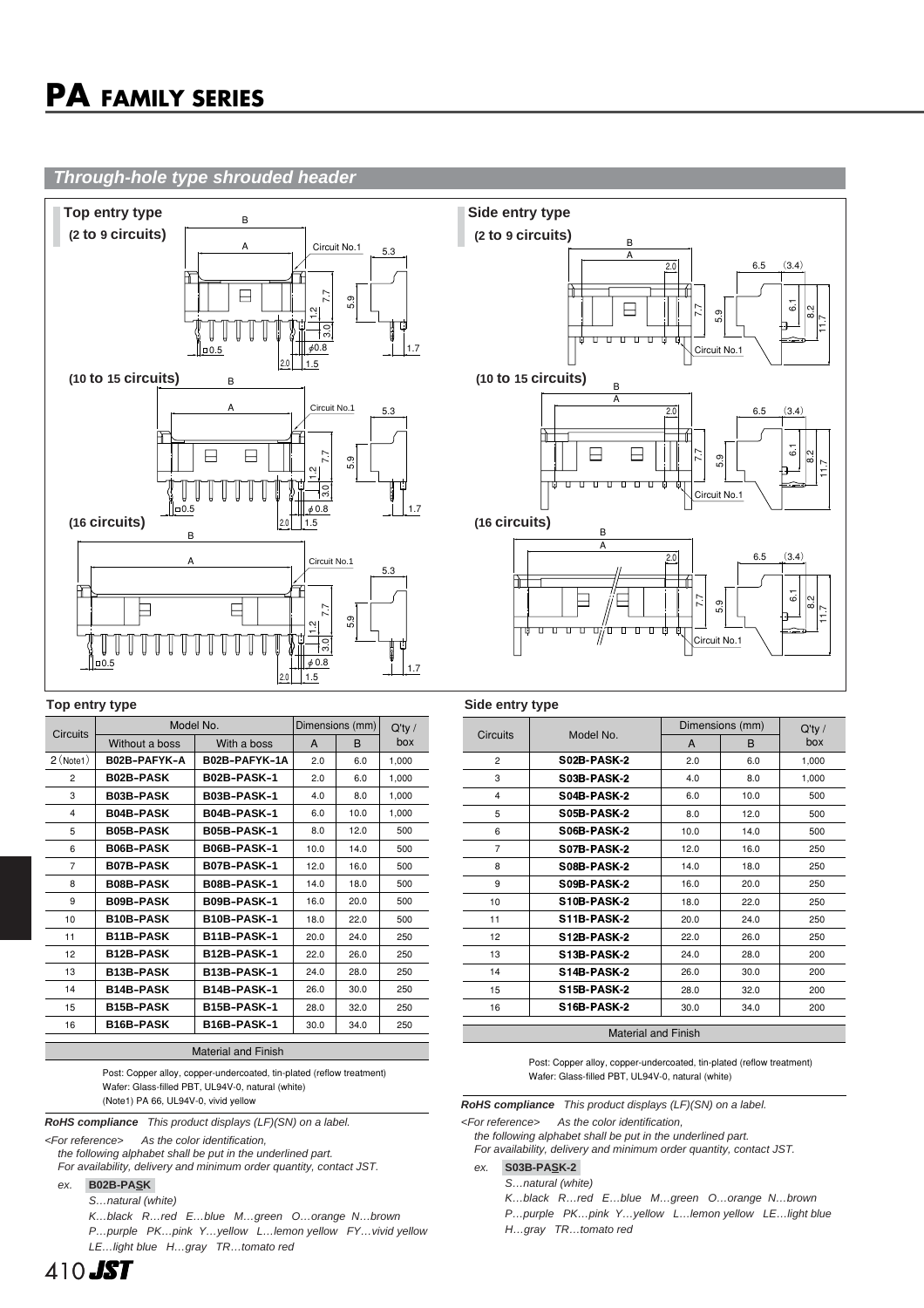# PA FAMILY SERIES

## Through-hole type shrouded header

### Top entry type

**(2 to 9 circuits)**

**(10 to 15 circuits)**

**(16 circuits)**

### Side entry type

**(2 to 9 circuits)**

**(10 to 15 circuits)**

**(16 circuits)**

### Top entry type

| Circuits | Model No. | | Dimensions (mm) | | Q'ty / box |
|---|---|---|---|---|---|
| | Without a boss | With a boss | A | B | |
| 2 (Note1) | B02B-PAFYK-A | B02B-PAFYK-1A | 2.0 | 6.0 | 1,000 |
| 2 | B02B-PASK | B02B-PASK-1 | 2.0 | 6.0 | 1,000 |
| 3 | B03B-PASK | B03B-PASK-1 | 4.0 | 8.0 | 1,000 |
| 4 | B04B-PASK | B04B-PASK-1 | 6.0 | 10.0 | 1,000 |
| 5 | B05B-PASK | B05B-PASK-1 | 8.0 | 12.0 | 500 |
| 6 | B06B-PASK | B06B-PASK-1 | 10.0 | 14.0 | 500 |
| 7 | B07B-PASK | B07B-PASK-1 | 12.0 | 16.0 | 500 |
| 8 | B08B-PASK | B08B-PASK-1 | 14.0 | 18.0 | 500 |
| 9 | B09B-PASK | B09B-PASK-1 | 16.0 | 20.0 | 500 |
| 10 | B10B-PASK | B10B-PASK-1 | 18.0 | 22.0 | 500 |
| 11 | B11B-PASK | B11B-PASK-1 | 20.0 | 24.0 | 250 |
| 12 | B12B-PASK | B12B-PASK-1 | 22.0 | 26.0 | 250 |
| 13 | B13B-PASK | B13B-PASK-1 | 24.0 | 28.0 | 250 |
| 14 | B14B-PASK | B14B-PASK-1 | 26.0 | 30.0 | 250 |
| 15 | B15B-PASK | B15B-PASK-1 | 28.0 | 32.0 | 250 |
| 16 | B16B-PASK | B16B-PASK-1 | 30.0 | 34.0 | 250 |

**Material and Finish**

Post: Copper alloy, copper-undercoated, tin-plated (reflow treatment)
Wafer: Glass-filled PBT, UL94V-0, natural (white)
(Note1) PA 66, UL94V-0, vivid yellow

***RoHS compliance*** *This product displays (LF)(SN) on a label.*

*<For reference> As the color identification,*
*the following alphabet shall be put in the underlined part.*
*For availability, delivery and minimum order quantity, contact JST.*

*ex.* **B02B-PASK**

*S…natural (white)*
*K…black R…red E…blue M…green O…orange N…brown*
*P…purple PK…pink Y…yellow L…lemon yellow FY…vivid yellow*
*LE…light blue H…gray TR…tomato red*

### Side entry type

| Circuits | Model No. | Dimensions (mm) | | Q'ty / box |
|---|---|---|---|---|
| | | A | B | |
| 2 | S02B-PASK-2 | 2.0 | 6.0 | 1,000 |
| 3 | S03B-PASK-2 | 4.0 | 8.0 | 1,000 |
| 4 | S04B-PASK-2 | 6.0 | 10.0 | 500 |
| 5 | S05B-PASK-2 | 8.0 | 12.0 | 500 |
| 6 | S06B-PASK-2 | 10.0 | 14.0 | 500 |
| 7 | S07B-PASK-2 | 12.0 | 16.0 | 250 |
| 8 | S08B-PASK-2 | 14.0 | 18.0 | 250 |
| 9 | S09B-PASK-2 | 16.0 | 20.0 | 250 |
| 10 | S10B-PASK-2 | 18.0 | 22.0 | 250 |
| 11 | S11B-PASK-2 | 20.0 | 24.0 | 250 |
| 12 | S12B-PASK-2 | 22.0 | 26.0 | 250 |
| 13 | S13B-PASK-2 | 24.0 | 28.0 | 200 |
| 14 | S14B-PASK-2 | 26.0 | 30.0 | 200 |
| 15 | S15B-PASK-2 | 28.0 | 32.0 | 200 |
| 16 | S16B-PASK-2 | 30.0 | 34.0 | 200 |

**Material and Finish**

Post: Copper alloy, copper-undercoated, tin-plated (reflow treatment)
Wafer: Glass-filled PBT, UL94V-0, natural (white)

***RoHS compliance*** *This product displays (LF)(SN) on a label.*

*<For reference> As the color identification,*
*the following alphabet shall be put in the underlined part.*
*For availability, delivery and minimum order quantity, contact JST.*

*ex.* **S03B-PASK-2**

*S…natural (white)*
*K…black R…red E…blue M…green O…orange N…brown*
*P…purple PK…pink Y…yellow L…lemon yellow LE…light blue*
*H…gray TR…tomato red*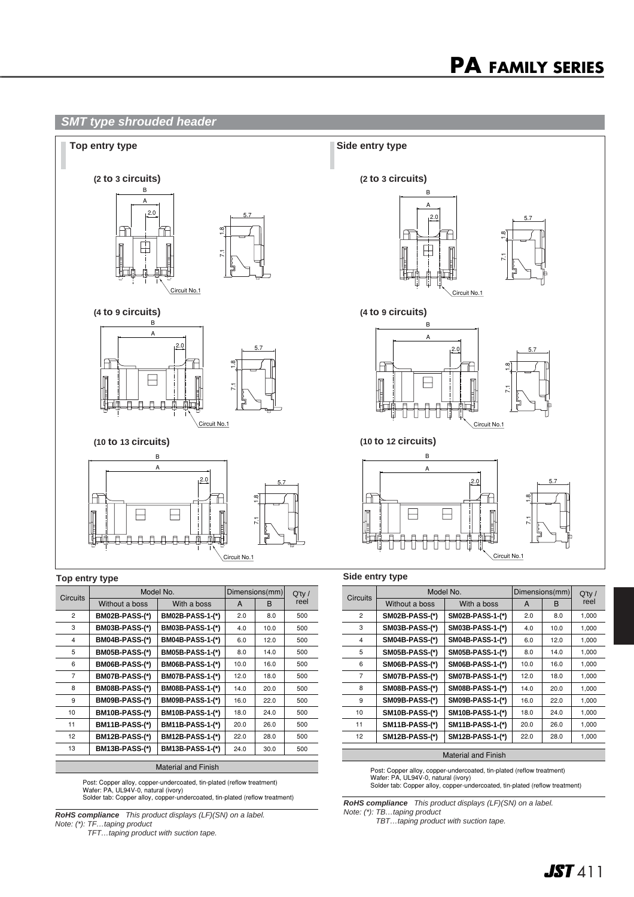# PA FAMILY SERIES

## SMT type shrouded header

### Top entry type

**(2 to 3 circuits)**

B A 2.0 5.7 1.8 7.1 Circuit No.1

**(4 to 9 circuits)**

B A 2.0 5.7 1.8 7.1 Circuit No.1

**(10 to 13 circuits)**

B A 2.0 5.7 1.8 7.1 Circuit No.1

### Side entry type

**(2 to 3 circuits)**

B A 2.0 5.7 1.8 7.1 Circuit No.1

**(4 to 9 circuits)**

B A 2.0 5.7 1.8 7.1 Circuit No.1

**(10 to 12 circuits)**

B A 2.0 5.7 1.8 7.1 Circuit No.1

### Top entry type

| Circuits | Model No. | | Dimensions(mm) | | Q'ty / reel |
|---|---|---|---|---|---|
| | Without a boss | With a boss | A | B | |
| 2 | **BM02B-PASS-(*)** | **BM02B-PASS-1-(*)** | 2.0 | 8.0 | 500 |
| 3 | **BM03B-PASS-(*)** | **BM03B-PASS-1-(*)** | 4.0 | 10.0 | 500 |
| 4 | **BM04B-PASS-(*)** | **BM04B-PASS-1-(*)** | 6.0 | 12.0 | 500 |
| 5 | **BM05B-PASS-(*)** | **BM05B-PASS-1-(*)** | 8.0 | 14.0 | 500 |
| 6 | **BM06B-PASS-(*)** | **BM06B-PASS-1-(*)** | 10.0 | 16.0 | 500 |
| 7 | **BM07B-PASS-(*)** | **BM07B-PASS-1-(*)** | 12.0 | 18.0 | 500 |
| 8 | **BM08B-PASS-(*)** | **BM08B-PASS-1-(*)** | 14.0 | 20.0 | 500 |
| 9 | **BM09B-PASS-(*)** | **BM09B-PASS-1-(*)** | 16.0 | 22.0 | 500 |
| 10 | **BM10B-PASS-(*)** | **BM10B-PASS-1-(*)** | 18.0 | 24.0 | 500 |
| 11 | **BM11B-PASS-(*)** | **BM11B-PASS-1-(*)** | 20.0 | 26.0 | 500 |
| 12 | **BM12B-PASS-(*)** | **BM12B-PASS-1-(*)** | 22.0 | 28.0 | 500 |
| 13 | **BM13B-PASS-(*)** | **BM13B-PASS-1-(*)** | 24.0 | 30.0 | 500 |

**Material and Finish**

Post: Copper alloy, copper-undercoated, tin-plated (reflow treatment)
Wafer: PA, UL94V-0, natural (ivory)
Solder tab: Copper alloy, copper-undercoated, tin-plated (reflow treatment)

***RoHS compliance*** *This product displays (LF)(SN) on a label.*
*Note: (*): TF…taping product*
*TFT…taping product with suction tape.*

### Side entry type

| Circuits | Model No. | | Dimensions(mm) | | Q'ty / reel |
|---|---|---|---|---|---|
| | Without a boss | With a boss | A | B | |
| 2 | **SM02B-PASS-(*)** | **SM02B-PASS-1-(*)** | 2.0 | 8.0 | 1,000 |
| 3 | **SM03B-PASS-(*)** | **SM03B-PASS-1-(*)** | 4.0 | 10.0 | 1,000 |
| 4 | **SM04B-PASS-(*)** | **SM04B-PASS-1-(*)** | 6.0 | 12.0 | 1,000 |
| 5 | **SM05B-PASS-(*)** | **SM05B-PASS-1-(*)** | 8.0 | 14.0 | 1,000 |
| 6 | **SM06B-PASS-(*)** | **SM06B-PASS-1-(*)** | 10.0 | 16.0 | 1,000 |
| 7 | **SM07B-PASS-(*)** | **SM07B-PASS-1-(*)** | 12.0 | 18.0 | 1,000 |
| 8 | **SM08B-PASS-(*)** | **SM08B-PASS-1-(*)** | 14.0 | 20.0 | 1,000 |
| 9 | **SM09B-PASS-(*)** | **SM09B-PASS-1-(*)** | 16.0 | 22.0 | 1,000 |
| 10 | **SM10B-PASS-(*)** | **SM10B-PASS-1-(*)** | 18.0 | 24.0 | 1,000 |
| 11 | **SM11B-PASS-(*)** | **SM11B-PASS-1-(*)** | 20.0 | 26.0 | 1,000 |
| 12 | **SM12B-PASS-(*)** | **SM12B-PASS-1-(*)** | 22.0 | 28.0 | 1,000 |

**Material and Finish**

Post: Copper alloy, copper-undercoated, tin-plated (reflow treatment)
Wafer: PA, UL94V-0, natural (ivory)
Solder tab: Copper alloy, copper-undercoated, tin-plated (reflow treatment)

***RoHS compliance*** *This product displays (LF)(SN) on a label.*
*Note: (*): TB…taping product*
*TBT…taping product with suction tape.*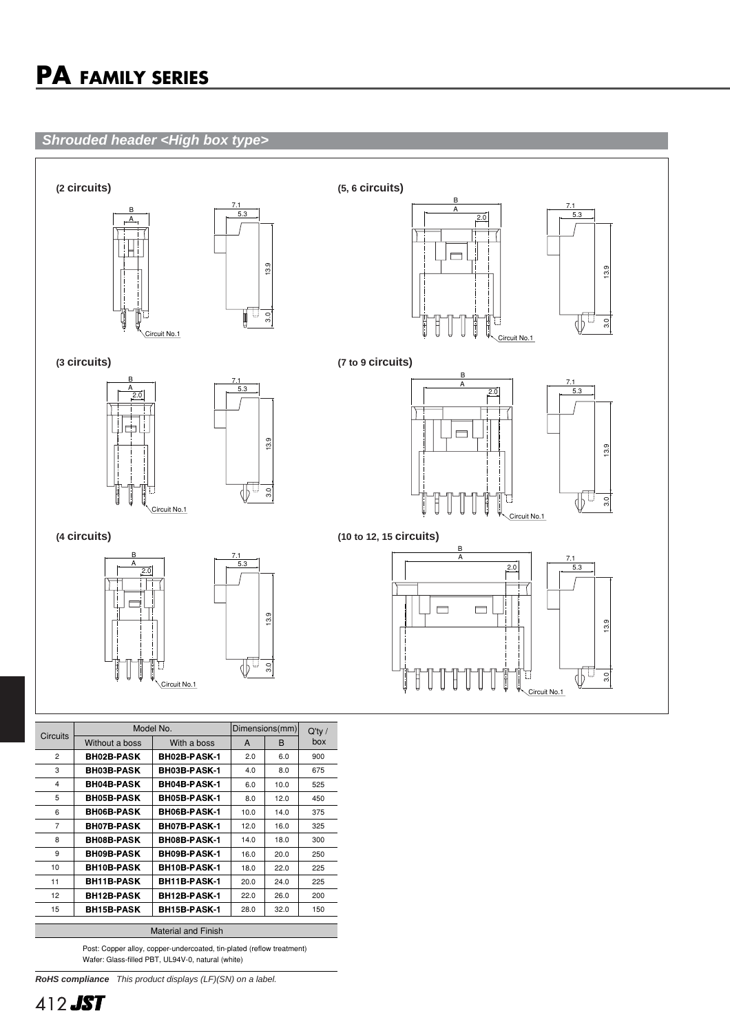# PA FAMILY SERIES

## Shrouded header <High box type>

**(2 circuits)**

**(5, 6 circuits)**

**(3 circuits)**

**(7 to 9 circuits)**

**(4 circuits)**

**(10 to 12, 15 circuits)**

| Circuits | Model No. | | Dimensions(mm) | | Q'ty / box |
|---|---|---|---|---|---|
| | Without a boss | With a boss | A | B | |
| 2 | **BH02B-PASK** | **BH02B-PASK-1** | 2.0 | 6.0 | 900 |
| 3 | **BH03B-PASK** | **BH03B-PASK-1** | 4.0 | 8.0 | 675 |
| 4 | **BH04B-PASK** | **BH04B-PASK-1** | 6.0 | 10.0 | 525 |
| 5 | **BH05B-PASK** | **BH05B-PASK-1** | 8.0 | 12.0 | 450 |
| 6 | **BH06B-PASK** | **BH06B-PASK-1** | 10.0 | 14.0 | 375 |
| 7 | **BH07B-PASK** | **BH07B-PASK-1** | 12.0 | 16.0 | 325 |
| 8 | **BH08B-PASK** | **BH08B-PASK-1** | 14.0 | 18.0 | 300 |
| 9 | **BH09B-PASK** | **BH09B-PASK-1** | 16.0 | 20.0 | 250 |
| 10 | **BH10B-PASK** | **BH10B-PASK-1** | 18.0 | 22.0 | 225 |
| 11 | **BH11B-PASK** | **BH11B-PASK-1** | 20.0 | 24.0 | 225 |
| 12 | **BH12B-PASK** | **BH12B-PASK-1** | 22.0 | 26.0 | 200 |
| 15 | **BH15B-PASK** | **BH15B-PASK-1** | 28.0 | 32.0 | 150 |

**Material and Finish**

Post: Copper alloy, copper-undercoated, tin-plated (reflow treatment)
Wafer: Glass-filled PBT, UL94V-0, natural (white)

***RoHS compliance*** *This product displays (LF)(SN) on a label.*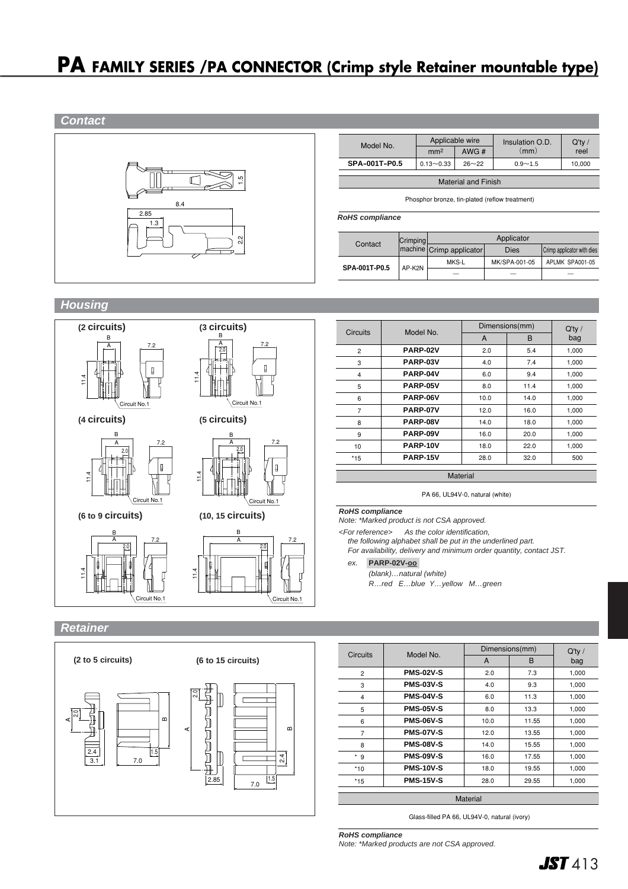# PA FAMILY SERIES /PA CONNECTOR (Crimp style Retainer mountable type)

## Contact

| Model No. | Applicable wire | | Insulation O.D. (mm) | Q'ty / reel |
|---|---|---|---|---|
| | $mm^2$ | AWG # | | |
| **SPA-001T-P0.5** | 0.13～0.33 | 26～22 | 0.9～1.5 | 10,000 |

| Material and Finish |
|---|
| Phosphor bronze, tin-plated (reflow treatment) |

***RoHS compliance***

| Contact | Crimping machine | Applicator | | |
|---|---|---|---|---|
| | | Crimp applicator | Dies | Crimp applicator with dies |
| **SPA-001T-P0.5** | AP-K2N | MKS-L | MK/SPA-001-05 | APLMK SPA001-05 |
| | | — | — | — |

## Housing

| Circuits | Model No. | Dimensions(mm) | | Q'ty / bag |
|---|---|---|---|---|
| | | A | B | |
| 2 | **PARP-02V** | 2.0 | 5.4 | 1,000 |
| 3 | **PARP-03V** | 4.0 | 7.4 | 1,000 |
| 4 | **PARP-04V** | 6.0 | 9.4 | 1,000 |
| 5 | **PARP-05V** | 8.0 | 11.4 | 1,000 |
| 6 | **PARP-06V** | 10.0 | 14.0 | 1,000 |
| 7 | **PARP-07V** | 12.0 | 16.0 | 1,000 |
| 8 | **PARP-08V** | 14.0 | 18.0 | 1,000 |
| 9 | **PARP-09V** | 16.0 | 20.0 | 1,000 |
| 10 | **PARP-10V** | 18.0 | 22.0 | 1,000 |
| *15 | **PARP-15V** | 28.0 | 32.0 | 500 |

| Material |
|---|
| PA 66, UL94V-0, natural (white) |

***RoHS compliance***

*Note: *Marked product is not CSA approved.*

*<For reference> As the color identification, the following alphabet shall be put in the underlined part. For availability, delivery and minimum order quantity, contact JST.*

*ex.* **PARP-02V-oo**

*(blank)…natural (white)*

*R…red E…blue Y…yellow M…green*

## Retainer

| Circuits | Model No. | Dimensions(mm) | | Q'ty / bag |
|---|---|---|---|---|
| | | A | B | |
| 2 | **PMS-02V-S** | 2.0 | 7.3 | 1,000 |
| 3 | **PMS-03V-S** | 4.0 | 9.3 | 1,000 |
| 4 | **PMS-04V-S** | 6.0 | 11.3 | 1,000 |
| 5 | **PMS-05V-S** | 8.0 | 13.3 | 1,000 |
| 6 | **PMS-06V-S** | 10.0 | 11.55 | 1,000 |
| 7 | **PMS-07V-S** | 12.0 | 13.55 | 1,000 |
| 8 | **PMS-08V-S** | 14.0 | 15.55 | 1,000 |
| * 9 | **PMS-09V-S** | 16.0 | 17.55 | 1,000 |
| *10 | **PMS-10V-S** | 18.0 | 19.55 | 1,000 |
| *15 | **PMS-15V-S** | 28.0 | 29.55 | 1,000 |

| Material |
|---|
| Glass-filled PA 66, UL94V-0, natural (ivory) |

***RoHS compliance***

*Note: *Marked products are not CSA approved.*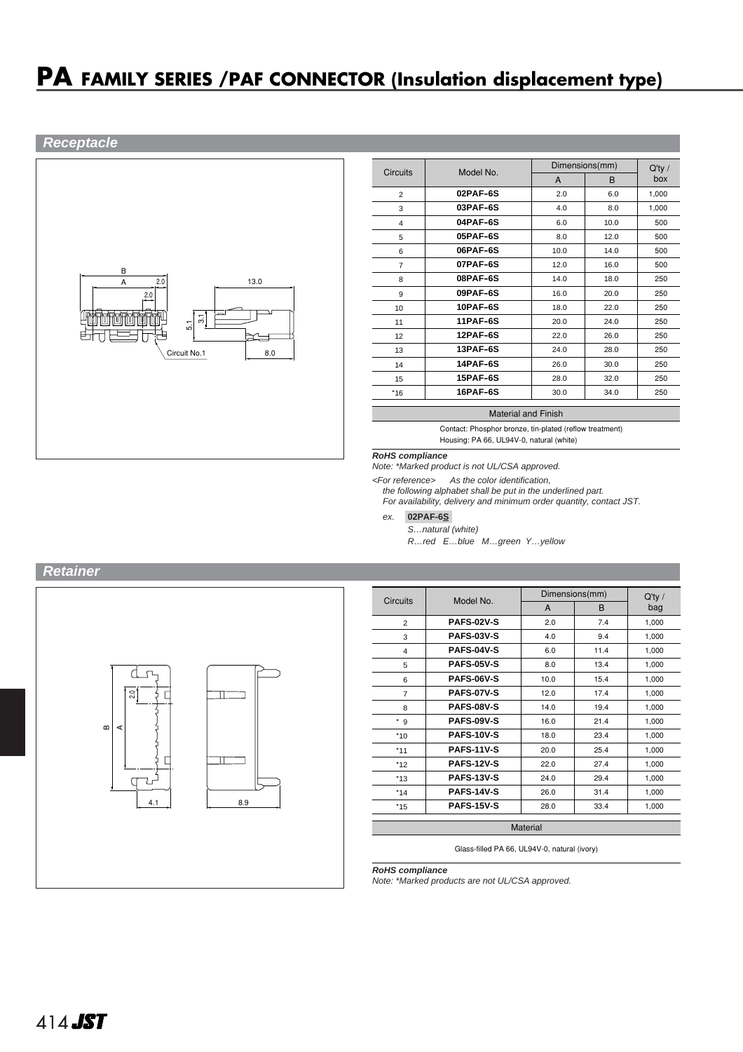# PA FAMILY SERIES /PAF CONNECTOR (Insulation displacement type)

## Receptacle

| Circuits | Model No. | Dimensions(mm) | | Q'ty / box |
|---|---|---|---|---|
| | | A | B | |
| 2 | **02PAF-6S** | 2.0 | 6.0 | 1,000 |
| 3 | **03PAF-6S** | 4.0 | 8.0 | 1,000 |
| 4 | **04PAF-6S** | 6.0 | 10.0 | 500 |
| 5 | **05PAF-6S** | 8.0 | 12.0 | 500 |
| 6 | **06PAF-6S** | 10.0 | 14.0 | 500 |
| 7 | **07PAF-6S** | 12.0 | 16.0 | 500 |
| 8 | **08PAF-6S** | 14.0 | 18.0 | 250 |
| 9 | **09PAF-6S** | 16.0 | 20.0 | 250 |
| 10 | **10PAF-6S** | 18.0 | 22.0 | 250 |
| 11 | **11PAF-6S** | 20.0 | 24.0 | 250 |
| 12 | **12PAF-6S** | 22.0 | 26.0 | 250 |
| 13 | **13PAF-6S** | 24.0 | 28.0 | 250 |
| 14 | **14PAF-6S** | 26.0 | 30.0 | 250 |
| 15 | **15PAF-6S** | 28.0 | 32.0 | 250 |
| *16 | **16PAF-6S** | 30.0 | 34.0 | 250 |

**Material and Finish**

Contact: Phosphor bronze, tin-plated (reflow treatment)
Housing: PA 66, UL94V-0, natural (white)

***RoHS compliance***

*Note: *Marked product is not UL/CSA approved.*

*<For reference> As the color identification,*
*the following alphabet shall be put in the underlined part.*
*For availability, delivery and minimum order quantity, contact JST.*

*ex.* **02PAF-6S**
*S…natural (white)*
*R…red E…blue M…green Y…yellow*

## Retainer

| Circuits | Model No. | Dimensions(mm) | | Q'ty / bag |
|---|---|---|---|---|
| | | A | B | |
| 2 | **PAFS-02V-S** | 2.0 | 7.4 | 1,000 |
| 3 | **PAFS-03V-S** | 4.0 | 9.4 | 1,000 |
| 4 | **PAFS-04V-S** | 6.0 | 11.4 | 1,000 |
| 5 | **PAFS-05V-S** | 8.0 | 13.4 | 1,000 |
| 6 | **PAFS-06V-S** | 10.0 | 15.4 | 1,000 |
| 7 | **PAFS-07V-S** | 12.0 | 17.4 | 1,000 |
| 8 | **PAFS-08V-S** | 14.0 | 19.4 | 1,000 |
| * 9 | **PAFS-09V-S** | 16.0 | 21.4 | 1,000 |
| *10 | **PAFS-10V-S** | 18.0 | 23.4 | 1,000 |
| *11 | **PAFS-11V-S** | 20.0 | 25.4 | 1,000 |
| *12 | **PAFS-12V-S** | 22.0 | 27.4 | 1,000 |
| *13 | **PAFS-13V-S** | 24.0 | 29.4 | 1,000 |
| *14 | **PAFS-14V-S** | 26.0 | 31.4 | 1,000 |
| *15 | **PAFS-15V-S** | 28.0 | 33.4 | 1,000 |

**Material**

Glass-filled PA 66, UL94V-0, natural (ivory)

***RoHS compliance***

*Note: *Marked products are not UL/CSA approved.*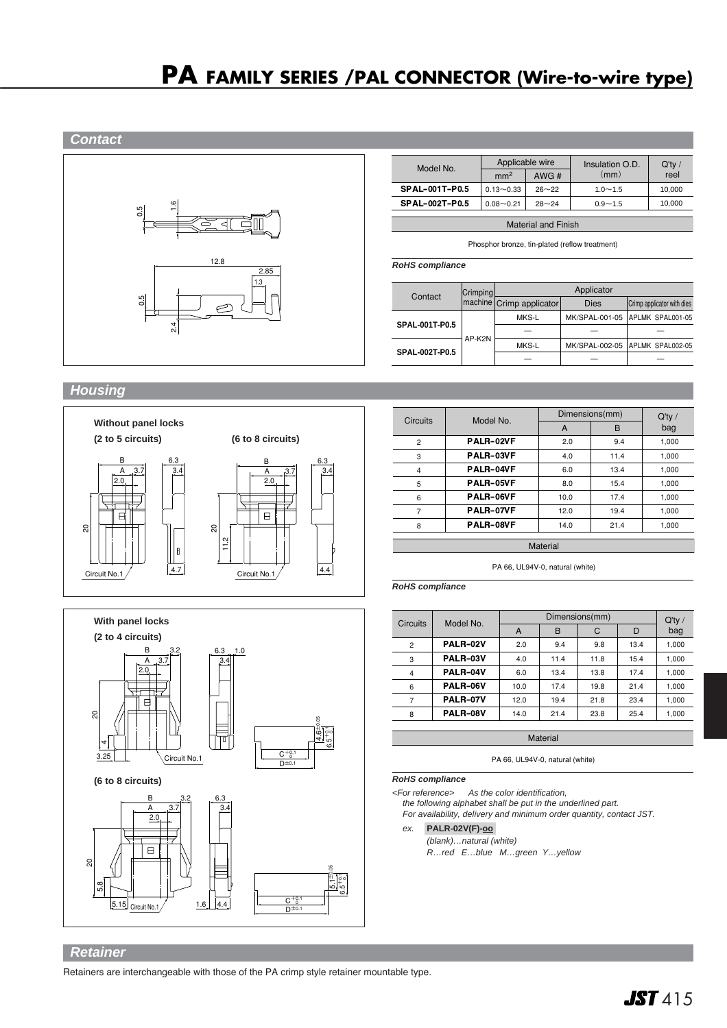# PA FAMILY SERIES /PAL CONNECTOR (Wire-to-wire type)

## Contact

| Model No. | Applicable wire | | Insulation O.D. (mm) | Q'ty / reel |
|---|---|---|---|---|
| | $mm^2$ | AWG # | | |
| SPAL-001T-P0.5 | 0.13～0.33 | 26～22 | 1.0～1.5 | 10,000 |
| SPAL-002T-P0.5 | 0.08～0.21 | 28～24 | 0.9～1.5 | 10,000 |

**Material and Finish**

Phosphor bronze, tin-plated (reflow treatment)

*RoHS compliance*

| Contact | Crimping machine | Applicator | | |
|---|---|---|---|---|
| | | Crimp applicator | Dies | Crimp applicator with dies |
| SPAL-001T-P0.5 | AP-K2N | MKS-L | MK/SPAL-001-05 | APLMK SPAL001-05 |
| | | — | — | — |
| SPAL-002T-P0.5 | | MKS-L | MK/SPAL-002-05 | APLMK SPAL002-05 |
| | | — | — | — |

## Housing

**Without panel locks**

**(2 to 5 circuits)** **(6 to 8 circuits)**

| Circuits | Model No. | Dimensions(mm) | | Q'ty / bag |
|---|---|---|---|---|
| | | A | B | |
| 2 | PALR-02VF | 2.0 | 9.4 | 1,000 |
| 3 | PALR-03VF | 4.0 | 11.4 | 1,000 |
| 4 | PALR-04VF | 6.0 | 13.4 | 1,000 |
| 5 | PALR-05VF | 8.0 | 15.4 | 1,000 |
| 6 | PALR-06VF | 10.0 | 17.4 | 1,000 |
| 7 | PALR-07VF | 12.0 | 19.4 | 1,000 |
| 8 | PALR-08VF | 14.0 | 21.4 | 1,000 |

**Material**

PA 66, UL94V-0, natural (white)

*RoHS compliance*

**With panel locks**

**(2 to 4 circuits)**

**(6 to 8 circuits)**

| Circuits | Model No. | Dimensions(mm) | | | | Q'ty / bag |
|---|---|---|---|---|---|---|
| | | A | B | C | D | |
| 2 | PALR-02V | 2.0 | 9.4 | 9.8 | 13.4 | 1,000 |
| 3 | PALR-03V | 4.0 | 11.4 | 11.8 | 15.4 | 1,000 |
| 4 | PALR-04V | 6.0 | 13.4 | 13.8 | 17.4 | 1,000 |
| 6 | PALR-06V | 10.0 | 17.4 | 19.8 | 21.4 | 1,000 |
| 7 | PALR-07V | 12.0 | 19.4 | 21.8 | 23.4 | 1,000 |
| 8 | PALR-08V | 14.0 | 21.4 | 23.8 | 25.4 | 1,000 |

**Material**

PA 66, UL94V-0, natural (white)

*RoHS compliance*

*<For reference> As the color identification,*
*the following alphabet shall be put in the underlined part.*
*For availability, delivery and minimum order quantity, contact JST.*

*ex.* **PALR-02V(F)-oo**

*(blank)…natural (white)*
*R…red E…blue M…green Y…yellow*

## Retainer

Retainers are interchangeable with those of the PA crimp style retainer mountable type.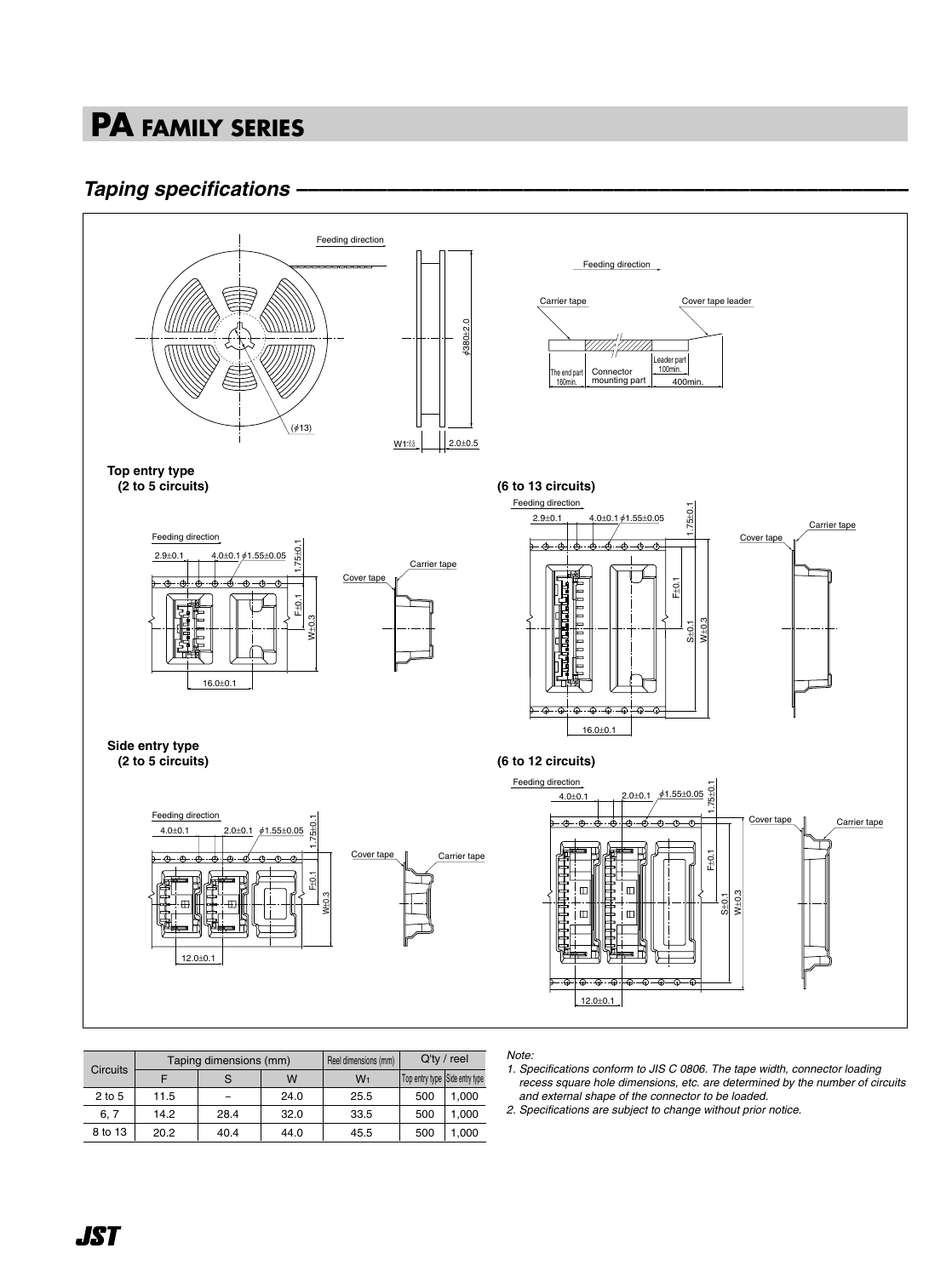# PA FAMILY SERIES

## Taping specifications

Feeding direction

φ380±2.0

(φ13)

W1

2.0±0.5

Feeding direction

Carrier tape

Cover tape leader

The end part 160min.

Connector mounting part

Leader part 100min.

400min.

**Top entry type**
**(2 to 5 circuits)**

Feeding direction

2.9±0.1

4.0±0.1

φ1.55±0.05

1.75±0.1

F±0.1

W±0.3

16.0±0.1

Cover tape

Carrier tape

**(6 to 13 circuits)**

Feeding direction

2.9±0.1

4.0±0.1

φ1.55±0.05

1.75±0.1

F±0.1

S±0.1

W±0.3

16.0±0.1

Cover tape

Carrier tape

**Side entry type**
**(2 to 5 circuits)**

Feeding direction

4.0±0.1

2.0±0.1

φ1.55±0.05

1.75±0.1

F±0.1

W±0.3

12.0±0.1

Cover tape

Carrier tape

**(6 to 12 circuits)**

Feeding direction

4.0±0.1

2.0±0.1

φ1.55±0.05

1.75±0.1

F±0.1

S±0.1

W±0.3

12.0±0.1

Cover tape

Carrier tape

| Circuits | Taping dimensions (mm) | | | Reel dimensions (mm) | Q'ty / reel | |
|---|---|---|---|---|---|---|
| | F | S | W | $W_1$ | Top entry type | Side entry type |
| 2 to 5 | 11.5 | – | 24.0 | 25.5 | 500 | 1,000 |
| 6, 7 | 14.2 | 28.4 | 32.0 | 33.5 | 500 | 1,000 |
| 8 to 13 | 20.2 | 40.4 | 44.0 | 45.5 | 500 | 1,000 |

*Note:*
1. *Specifications conform to JIS C 0806. The tape width, connector loading recess square hole dimensions, etc. are determined by the number of circuits and external shape of the connector to be loaded.*
2. *Specifications are subject to change without prior notice.*